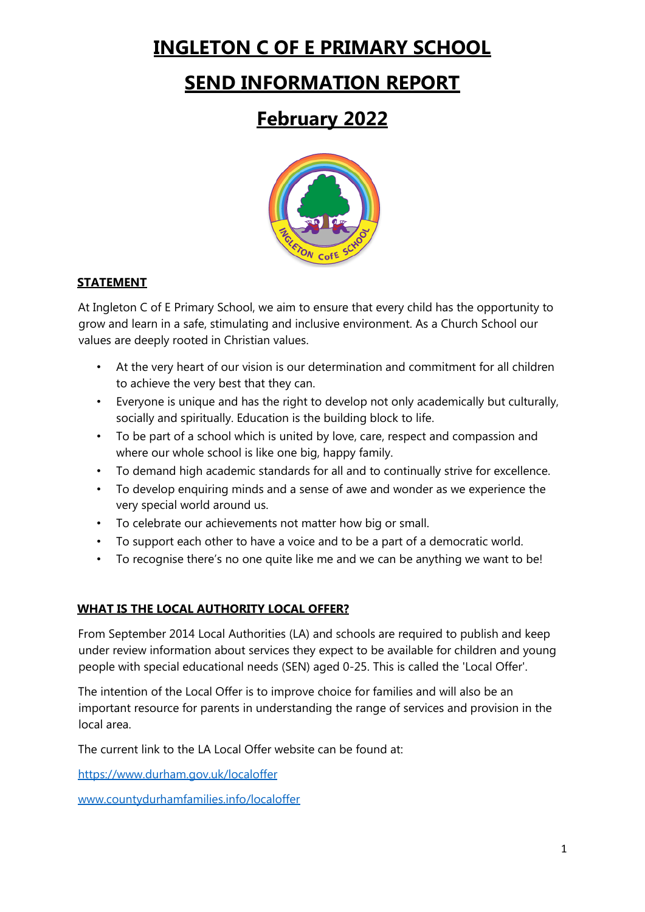# INGLETON C OF E PRIMARY SCHOOL

# SEND INFORMATION REPORT

# February 2022

## STATEMENT

At Ingleton C of E Primary School, we aim to ensure that every child has the opportunity to grow and learn in a safe, stimulating and inclusive environment. As a Church School our values are deeply rooted in Christian values.

- At the very heart of our vision is our determination and commitment for all children to achieve the very best that they can.
- Everyone is unique and has the right to develop not only academically but culturally, socially and spiritually. Education is the building block to life.
- To be part of a school which is united by love, care, respect and compassion and where our whole school is like one big, happy family.
- To demand high academic standards for all and to continually strive for excellence.
- To develop enquiring minds and a sense of awe and wonder as we experience the very special world around us.
- To celebrate our achievements not matter how big or small.
- To support each other to have a voice and to be a part of a democratic world.
- To recognise there's no one quite like me and we can be anything we want to be!

## WHAT IS THE LOCAL AUTHORITY LOCAL OFFER?

From September 2014 Local Authorities (LA) and schools are required to publish and keep under review information about services they expect to be available for children and young people with special educational needs (SEN) aged 0-25. This is called the 'Local Offer'.

The intention of the Local Offer is to improve choice for families and will also be an important resource for parents in understanding the range of services and provision in the local area.

The current link to the LA Local Offer website can be found at:

https://www.durham.gov.uk/localoffer

www.countydurhamfamilies.info/localoffer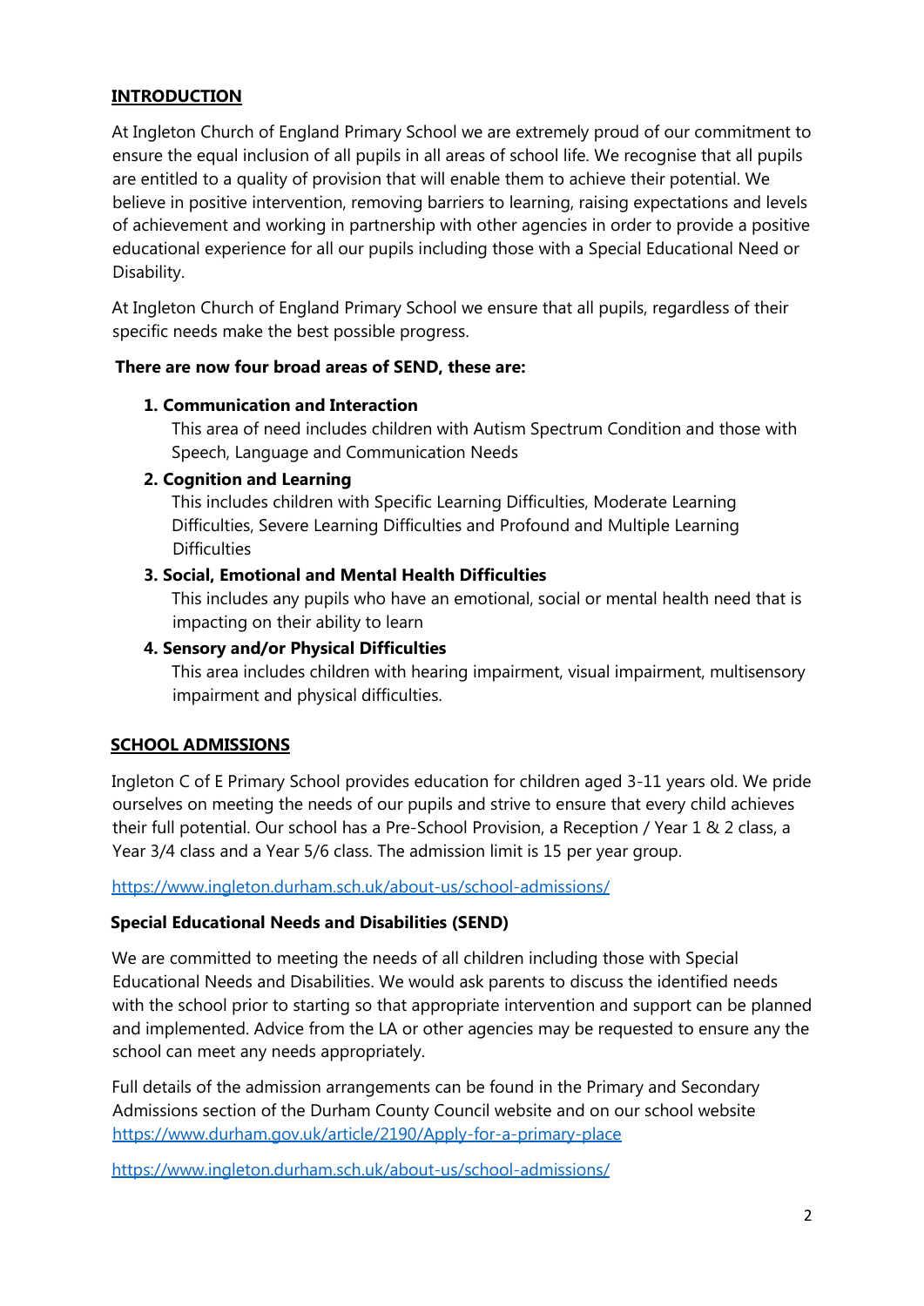## INTRODUCTION

At Ingleton Church of England Primary School we are extremely proud of our commitment to ensure the equal inclusion of all pupils in all areas of school life. We recognise that all pupils are entitled to a quality of provision that will enable them to achieve their potential. We believe in positive intervention, removing barriers to learning, raising expectations and levels of achievement and working in partnership with other agencies in order to provide a positive educational experience for all our pupils including those with a Special Educational Need or Disability.

At Ingleton Church of England Primary School we ensure that all pupils, regardless of their specific needs make the best possible progress.

**There are now four broad areas of SEND, these are:**

1. **Communication and Interaction**
   This area of need includes children with Autism Spectrum Condition and those with Speech, Language and Communication Needs
2. **Cognition and Learning**
   This includes children with Specific Learning Difficulties, Moderate Learning Difficulties, Severe Learning Difficulties and Profound and Multiple Learning Difficulties
3. **Social, Emotional and Mental Health Difficulties**
   This includes any pupils who have an emotional, social or mental health need that is impacting on their ability to learn
4. **Sensory and/or Physical Difficulties**
   This area includes children with hearing impairment, visual impairment, multisensory impairment and physical difficulties.

## SCHOOL ADMISSIONS

Ingleton C of E Primary School provides education for children aged 3-11 years old. We pride ourselves on meeting the needs of our pupils and strive to ensure that every child achieves their full potential. Our school has a Pre-School Provision, a Reception / Year 1 & 2 class, a Year 3/4 class and a Year 5/6 class. The admission limit is 15 per year group.

https://www.ingleton.durham.sch.uk/about-us/school-admissions/

### Special Educational Needs and Disabilities (SEND)

We are committed to meeting the needs of all children including those with Special Educational Needs and Disabilities. We would ask parents to discuss the identified needs with the school prior to starting so that appropriate intervention and support can be planned and implemented. Advice from the LA or other agencies may be requested to ensure any the school can meet any needs appropriately.

Full details of the admission arrangements can be found in the Primary and Secondary Admissions section of the Durham County Council website and on our school website https://www.durham.gov.uk/article/2190/Apply-for-a-primary-place

https://www.ingleton.durham.sch.uk/about-us/school-admissions/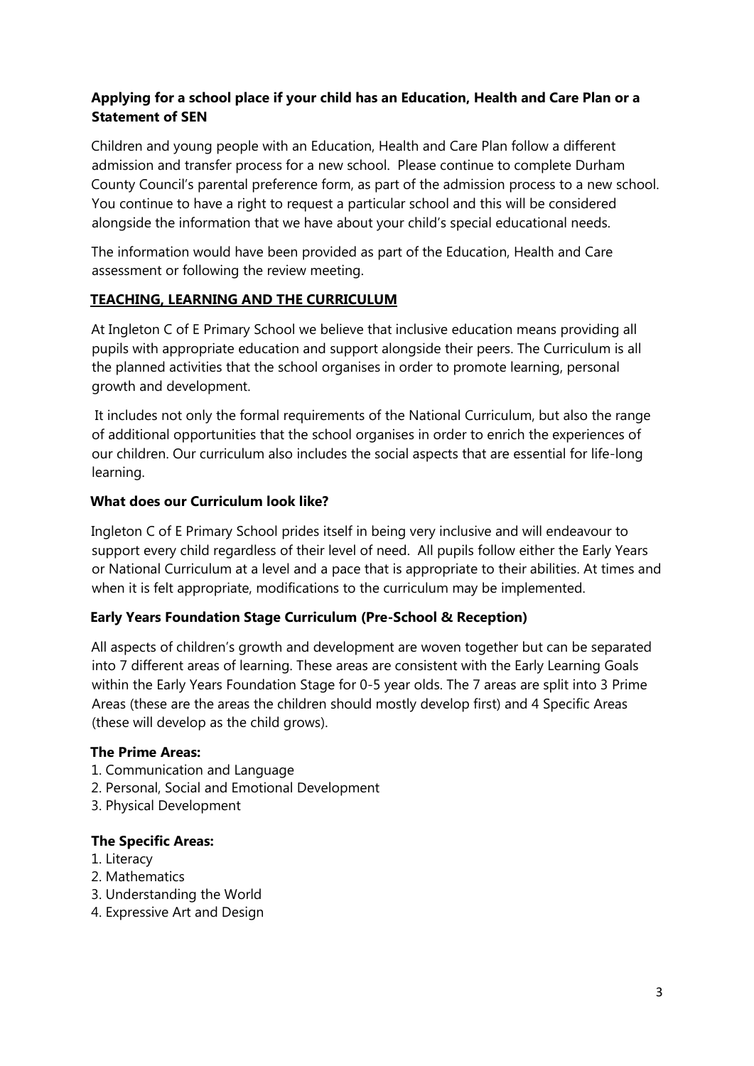**Applying for a school place if your child has an Education, Health and Care Plan or a Statement of SEN**

Children and young people with an Education, Health and Care Plan follow a different admission and transfer process for a new school. Please continue to complete Durham County Council's parental preference form, as part of the admission process to a new school. You continue to have a right to request a particular school and this will be considered alongside the information that we have about your child's special educational needs.

The information would have been provided as part of the Education, Health and Care assessment or following the review meeting.

## TEACHING, LEARNING AND THE CURRICULUM

At Ingleton C of E Primary School we believe that inclusive education means providing all pupils with appropriate education and support alongside their peers. The Curriculum is all the planned activities that the school organises in order to promote learning, personal growth and development.

It includes not only the formal requirements of the National Curriculum, but also the range of additional opportunities that the school organises in order to enrich the experiences of our children. Our curriculum also includes the social aspects that are essential for life-long learning.

**What does our Curriculum look like?**

Ingleton C of E Primary School prides itself in being very inclusive and will endeavour to support every child regardless of their level of need. All pupils follow either the Early Years or National Curriculum at a level and a pace that is appropriate to their abilities. At times and when it is felt appropriate, modifications to the curriculum may be implemented.

**Early Years Foundation Stage Curriculum (Pre-School & Reception)**

All aspects of children's growth and development are woven together but can be separated into 7 different areas of learning. These areas are consistent with the Early Learning Goals within the Early Years Foundation Stage for 0-5 year olds. The 7 areas are split into 3 Prime Areas (these are the areas the children should mostly develop first) and 4 Specific Areas (these will develop as the child grows).

**The Prime Areas:**

1. Communication and Language
2. Personal, Social and Emotional Development
3. Physical Development

**The Specific Areas:**

1. Literacy
2. Mathematics
3. Understanding the World
4. Expressive Art and Design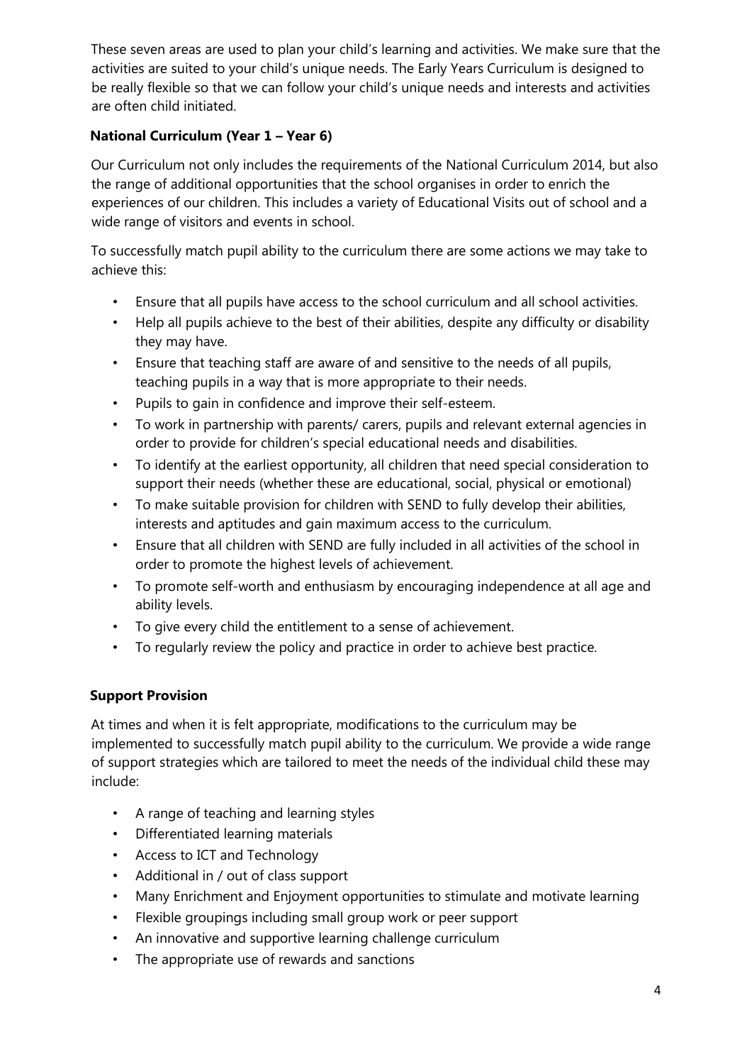These seven areas are used to plan your child's learning and activities. We make sure that the activities are suited to your child's unique needs. The Early Years Curriculum is designed to be really flexible so that we can follow your child's unique needs and interests and activities are often child initiated.

**National Curriculum (Year 1 – Year 6)**

Our Curriculum not only includes the requirements of the National Curriculum 2014, but also the range of additional opportunities that the school organises in order to enrich the experiences of our children. This includes a variety of Educational Visits out of school and a wide range of visitors and events in school.

To successfully match pupil ability to the curriculum there are some actions we may take to achieve this:

- Ensure that all pupils have access to the school curriculum and all school activities.
- Help all pupils achieve to the best of their abilities, despite any difficulty or disability they may have.
- Ensure that teaching staff are aware of and sensitive to the needs of all pupils, teaching pupils in a way that is more appropriate to their needs.
- Pupils to gain in confidence and improve their self-esteem.
- To work in partnership with parents/ carers, pupils and relevant external agencies in order to provide for children's special educational needs and disabilities.
- To identify at the earliest opportunity, all children that need special consideration to support their needs (whether these are educational, social, physical or emotional)
- To make suitable provision for children with SEND to fully develop their abilities, interests and aptitudes and gain maximum access to the curriculum.
- Ensure that all children with SEND are fully included in all activities of the school in order to promote the highest levels of achievement.
- To promote self-worth and enthusiasm by encouraging independence at all age and ability levels.
- To give every child the entitlement to a sense of achievement.
- To regularly review the policy and practice in order to achieve best practice.

**Support Provision**

At times and when it is felt appropriate, modifications to the curriculum may be implemented to successfully match pupil ability to the curriculum. We provide a wide range of support strategies which are tailored to meet the needs of the individual child these may include:

- A range of teaching and learning styles
- Differentiated learning materials
- Access to ICT and Technology
- Additional in / out of class support
- Many Enrichment and Enjoyment opportunities to stimulate and motivate learning
- Flexible groupings including small group work or peer support
- An innovative and supportive learning challenge curriculum
- The appropriate use of rewards and sanctions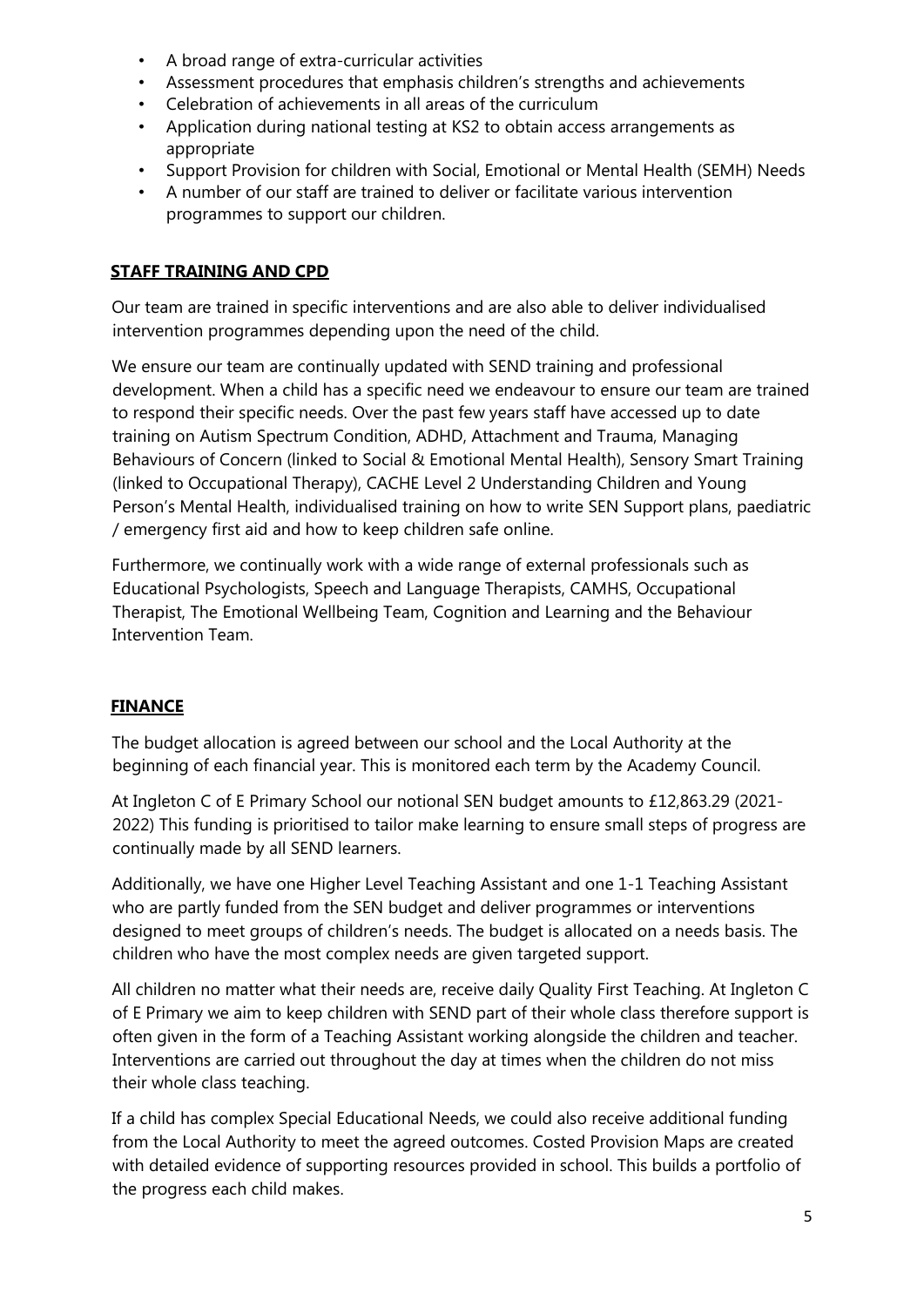- A broad range of extra-curricular activities
- Assessment procedures that emphasis children's strengths and achievements
- Celebration of achievements in all areas of the curriculum
- Application during national testing at KS2 to obtain access arrangements as appropriate
- Support Provision for children with Social, Emotional or Mental Health (SEMH) Needs
- A number of our staff are trained to deliver or facilitate various intervention programmes to support our children.

## STAFF TRAINING AND CPD

Our team are trained in specific interventions and are also able to deliver individualised intervention programmes depending upon the need of the child.

We ensure our team are continually updated with SEND training and professional development. When a child has a specific need we endeavour to ensure our team are trained to respond their specific needs. Over the past few years staff have accessed up to date training on Autism Spectrum Condition, ADHD, Attachment and Trauma, Managing Behaviours of Concern (linked to Social & Emotional Mental Health), Sensory Smart Training (linked to Occupational Therapy), CACHE Level 2 Understanding Children and Young Person's Mental Health, individualised training on how to write SEN Support plans, paediatric / emergency first aid and how to keep children safe online.

Furthermore, we continually work with a wide range of external professionals such as Educational Psychologists, Speech and Language Therapists, CAMHS, Occupational Therapist, The Emotional Wellbeing Team, Cognition and Learning and the Behaviour Intervention Team.

## FINANCE

The budget allocation is agreed between our school and the Local Authority at the beginning of each financial year. This is monitored each term by the Academy Council.

At Ingleton C of E Primary School our notional SEN budget amounts to £12,863.29 (2021-2022) This funding is prioritised to tailor make learning to ensure small steps of progress are continually made by all SEND learners.

Additionally, we have one Higher Level Teaching Assistant and one 1-1 Teaching Assistant who are partly funded from the SEN budget and deliver programmes or interventions designed to meet groups of children's needs. The budget is allocated on a needs basis. The children who have the most complex needs are given targeted support.

All children no matter what their needs are, receive daily Quality First Teaching. At Ingleton C of E Primary we aim to keep children with SEND part of their whole class therefore support is often given in the form of a Teaching Assistant working alongside the children and teacher. Interventions are carried out throughout the day at times when the children do not miss their whole class teaching.

If a child has complex Special Educational Needs, we could also receive additional funding from the Local Authority to meet the agreed outcomes. Costed Provision Maps are created with detailed evidence of supporting resources provided in school. This builds a portfolio of the progress each child makes.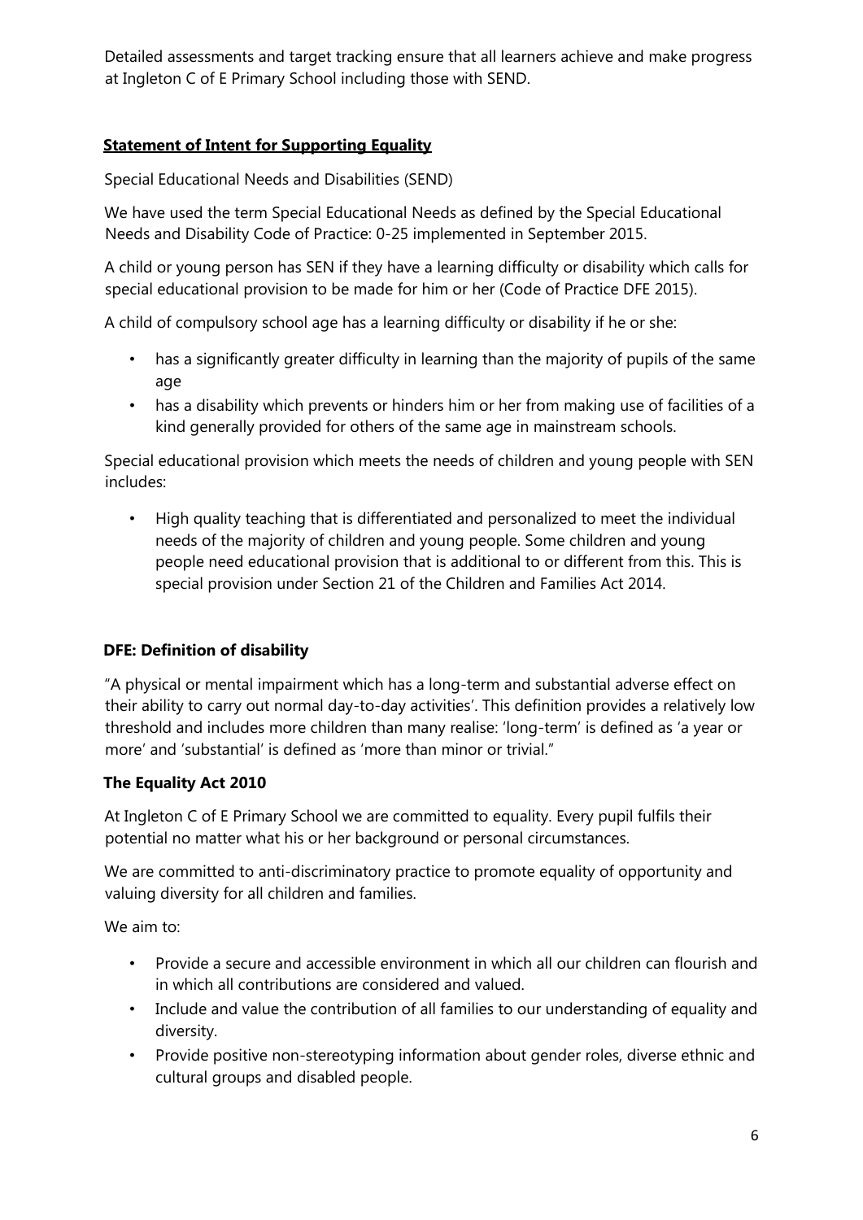Detailed assessments and target tracking ensure that all learners achieve and make progress at Ingleton C of E Primary School including those with SEND.

## **Statement of Intent for Supporting Equality**

Special Educational Needs and Disabilities (SEND)

We have used the term Special Educational Needs as defined by the Special Educational Needs and Disability Code of Practice: 0-25 implemented in September 2015.

A child or young person has SEN if they have a learning difficulty or disability which calls for special educational provision to be made for him or her (Code of Practice DFE 2015).

A child of compulsory school age has a learning difficulty or disability if he or she:

- has a significantly greater difficulty in learning than the majority of pupils of the same age
- has a disability which prevents or hinders him or her from making use of facilities of a kind generally provided for others of the same age in mainstream schools.

Special educational provision which meets the needs of children and young people with SEN includes:

- High quality teaching that is differentiated and personalized to meet the individual needs of the majority of children and young people. Some children and young people need educational provision that is additional to or different from this. This is special provision under Section 21 of the Children and Families Act 2014.

### **DFE: Definition of disability**

"A physical or mental impairment which has a long-term and substantial adverse effect on their ability to carry out normal day-to-day activities'. This definition provides a relatively low threshold and includes more children than many realise: 'long-term' is defined as 'a year or more' and 'substantial' is defined as 'more than minor or trivial."

### **The Equality Act 2010**

At Ingleton C of E Primary School we are committed to equality. Every pupil fulfils their potential no matter what his or her background or personal circumstances.

We are committed to anti-discriminatory practice to promote equality of opportunity and valuing diversity for all children and families.

We aim to:

- Provide a secure and accessible environment in which all our children can flourish and in which all contributions are considered and valued.
- Include and value the contribution of all families to our understanding of equality and diversity.
- Provide positive non-stereotyping information about gender roles, diverse ethnic and cultural groups and disabled people.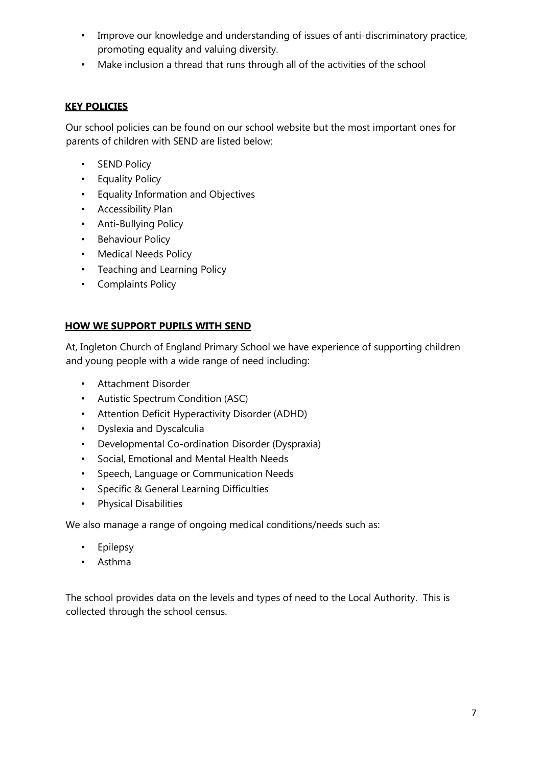- Improve our knowledge and understanding of issues of anti-discriminatory practice, promoting equality and valuing diversity.
- Make inclusion a thread that runs through all of the activities of the school

## KEY POLICIES

Our school policies can be found on our school website but the most important ones for parents of children with SEND are listed below:

- SEND Policy
- Equality Policy
- Equality Information and Objectives
- Accessibility Plan
- Anti-Bullying Policy
- Behaviour Policy
- Medical Needs Policy
- Teaching and Learning Policy
- Complaints Policy

## HOW WE SUPPORT PUPILS WITH SEND

At, Ingleton Church of England Primary School we have experience of supporting children and young people with a wide range of need including:

- Attachment Disorder
- Autistic Spectrum Condition (ASC)
- Attention Deficit Hyperactivity Disorder (ADHD)
- Dyslexia and Dyscalculia
- Developmental Co-ordination Disorder (Dyspraxia)
- Social, Emotional and Mental Health Needs
- Speech, Language or Communication Needs
- Specific & General Learning Difficulties
- Physical Disabilities

We also manage a range of ongoing medical conditions/needs such as:

- Epilepsy
- Asthma

The school provides data on the levels and types of need to the Local Authority. This is collected through the school census.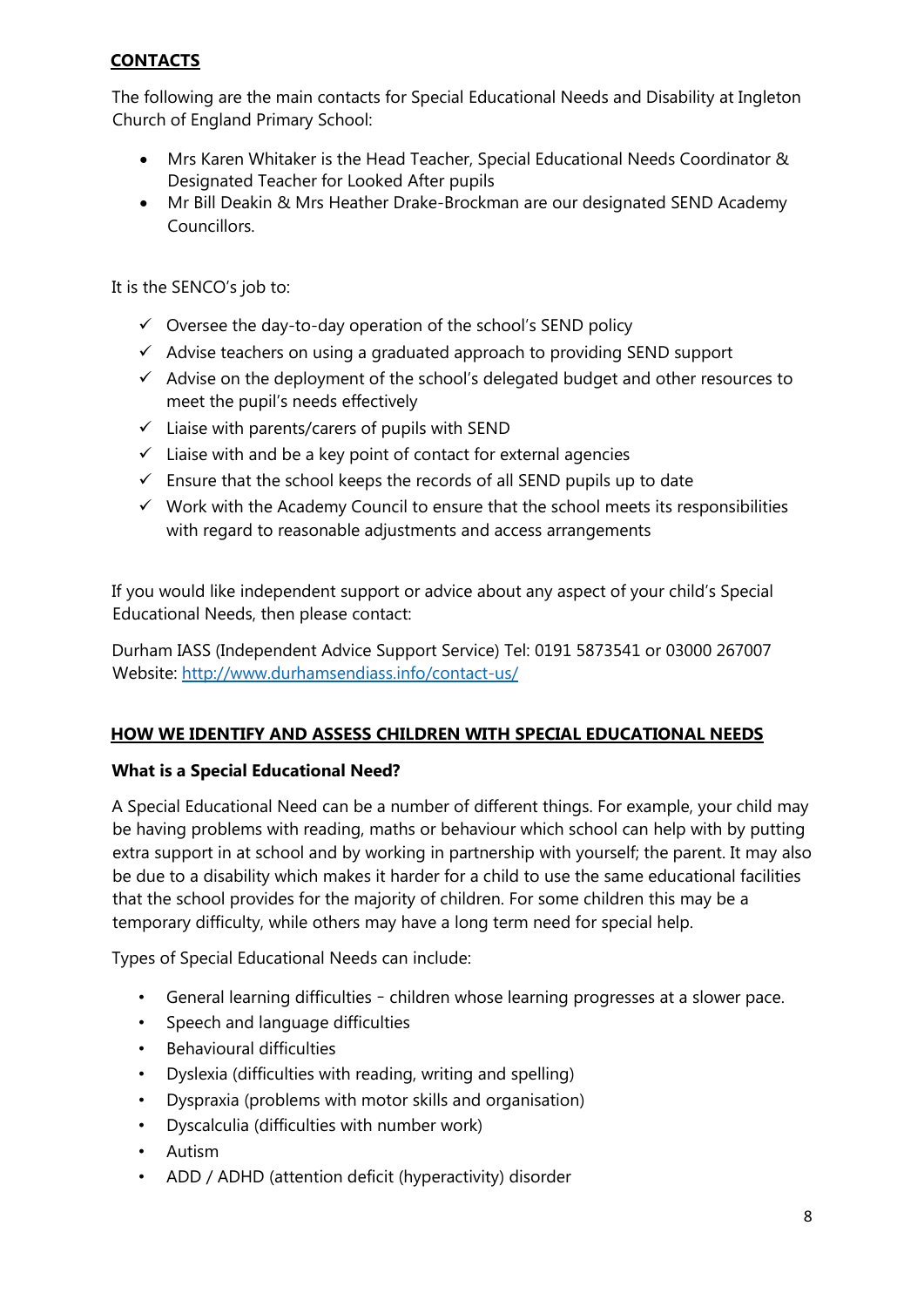## CONTACTS

The following are the main contacts for Special Educational Needs and Disability at Ingleton Church of England Primary School:

- Mrs Karen Whitaker is the Head Teacher, Special Educational Needs Coordinator & Designated Teacher for Looked After pupils
- Mr Bill Deakin & Mrs Heather Drake-Brockman are our designated SEND Academy Councillors.

It is the SENCO's job to:

- ✓ Oversee the day-to-day operation of the school's SEND policy
- ✓ Advise teachers on using a graduated approach to providing SEND support
- ✓ Advise on the deployment of the school's delegated budget and other resources to meet the pupil's needs effectively
- ✓ Liaise with parents/carers of pupils with SEND
- ✓ Liaise with and be a key point of contact for external agencies
- ✓ Ensure that the school keeps the records of all SEND pupils up to date
- ✓ Work with the Academy Council to ensure that the school meets its responsibilities with regard to reasonable adjustments and access arrangements

If you would like independent support or advice about any aspect of your child's Special Educational Needs, then please contact:

Durham IASS (Independent Advice Support Service) Tel: 0191 5873541 or 03000 267007
Website: http://www.durhamsendiass.info/contact-us/

## HOW WE IDENTIFY AND ASSESS CHILDREN WITH SPECIAL EDUCATIONAL NEEDS

### What is a Special Educational Need?

A Special Educational Need can be a number of different things. For example, your child may be having problems with reading, maths or behaviour which school can help with by putting extra support in at school and by working in partnership with yourself; the parent. It may also be due to a disability which makes it harder for a child to use the same educational facilities that the school provides for the majority of children. For some children this may be a temporary difficulty, while others may have a long term need for special help.

Types of Special Educational Needs can include:

- General learning difficulties – children whose learning progresses at a slower pace.
- Speech and language difficulties
- Behavioural difficulties
- Dyslexia (difficulties with reading, writing and spelling)
- Dyspraxia (problems with motor skills and organisation)
- Dyscalculia (difficulties with number work)
- Autism
- ADD / ADHD (attention deficit (hyperactivity) disorder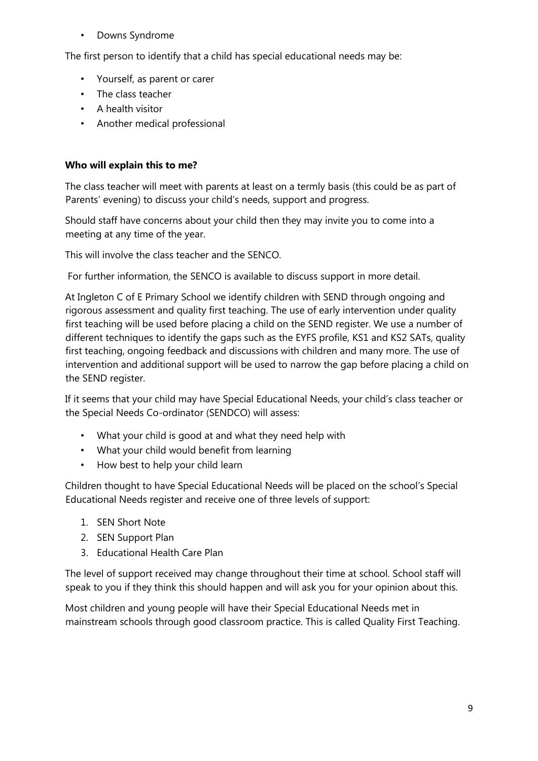- Downs Syndrome

The first person to identify that a child has special educational needs may be:

- Yourself, as parent or carer
- The class teacher
- A health visitor
- Another medical professional

**Who will explain this to me?**

The class teacher will meet with parents at least on a termly basis (this could be as part of Parents' evening) to discuss your child's needs, support and progress.

Should staff have concerns about your child then they may invite you to come into a meeting at any time of the year.

This will involve the class teacher and the SENCO.

For further information, the SENCO is available to discuss support in more detail.

At Ingleton C of E Primary School we identify children with SEND through ongoing and rigorous assessment and quality first teaching. The use of early intervention under quality first teaching will be used before placing a child on the SEND register. We use a number of different techniques to identify the gaps such as the EYFS profile, KS1 and KS2 SATs, quality first teaching, ongoing feedback and discussions with children and many more. The use of intervention and additional support will be used to narrow the gap before placing a child on the SEND register.

If it seems that your child may have Special Educational Needs, your child's class teacher or the Special Needs Co-ordinator (SENDCO) will assess:

- What your child is good at and what they need help with
- What your child would benefit from learning
- How best to help your child learn

Children thought to have Special Educational Needs will be placed on the school's Special Educational Needs register and receive one of three levels of support:

1. SEN Short Note
2. SEN Support Plan
3. Educational Health Care Plan

The level of support received may change throughout their time at school. School staff will speak to you if they think this should happen and will ask you for your opinion about this.

Most children and young people will have their Special Educational Needs met in mainstream schools through good classroom practice. This is called Quality First Teaching.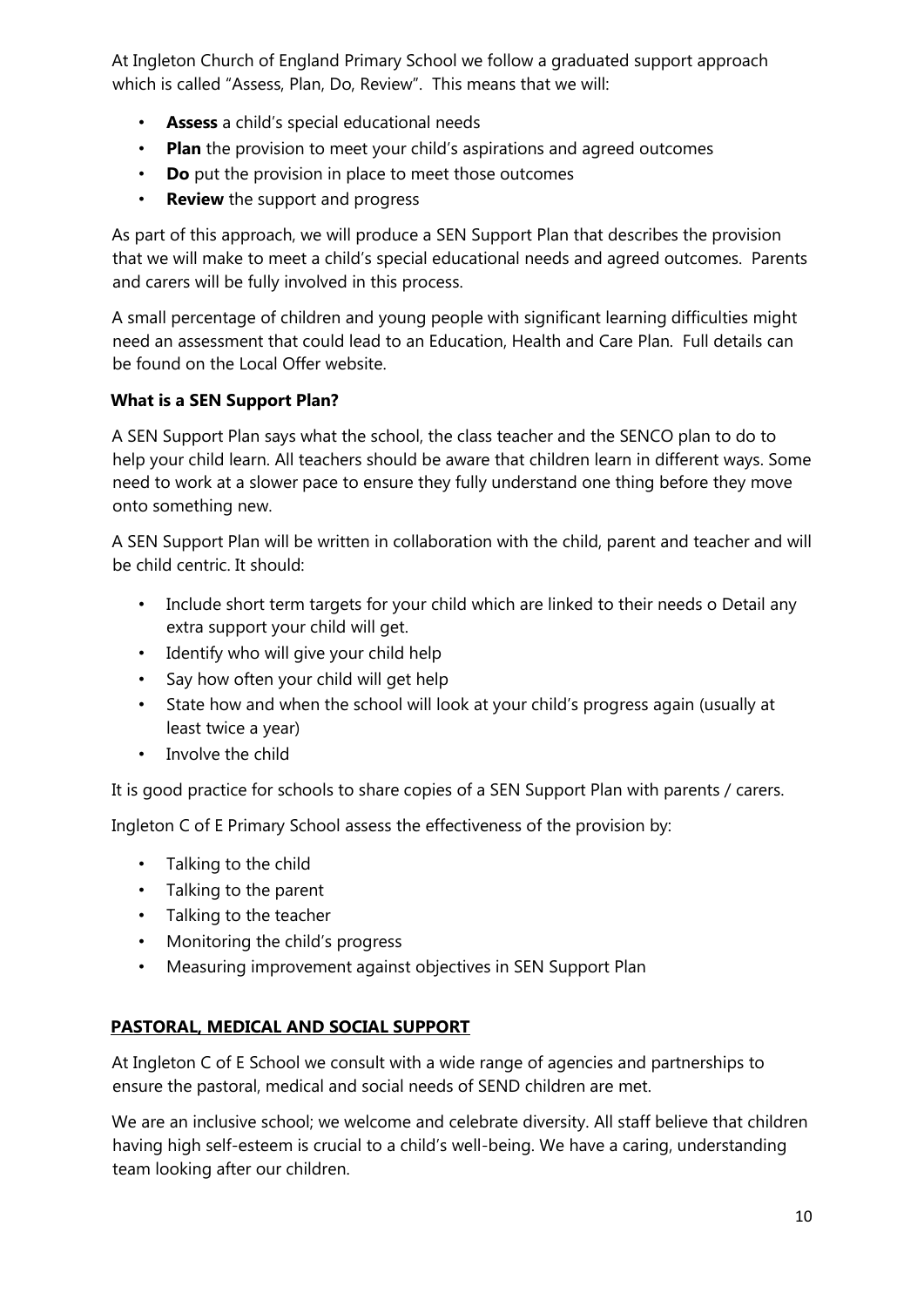At Ingleton Church of England Primary School we follow a graduated support approach which is called "Assess, Plan, Do, Review". This means that we will:

- **Assess** a child's special educational needs
- **Plan** the provision to meet your child's aspirations and agreed outcomes
- **Do** put the provision in place to meet those outcomes
- **Review** the support and progress

As part of this approach, we will produce a SEN Support Plan that describes the provision that we will make to meet a child's special educational needs and agreed outcomes. Parents and carers will be fully involved in this process.

A small percentage of children and young people with significant learning difficulties might need an assessment that could lead to an Education, Health and Care Plan. Full details can be found on the Local Offer website.

**What is a SEN Support Plan?**

A SEN Support Plan says what the school, the class teacher and the SENCO plan to do to help your child learn. All teachers should be aware that children learn in different ways. Some need to work at a slower pace to ensure they fully understand one thing before they move onto something new.

A SEN Support Plan will be written in collaboration with the child, parent and teacher and will be child centric. It should:

- Include short term targets for your child which are linked to their needs o Detail any extra support your child will get.
- Identify who will give your child help
- Say how often your child will get help
- State how and when the school will look at your child's progress again (usually at least twice a year)
- Involve the child

It is good practice for schools to share copies of a SEN Support Plan with parents / carers.

Ingleton C of E Primary School assess the effectiveness of the provision by:

- Talking to the child
- Talking to the parent
- Talking to the teacher
- Monitoring the child's progress
- Measuring improvement against objectives in SEN Support Plan

## PASTORAL, MEDICAL AND SOCIAL SUPPORT

At Ingleton C of E School we consult with a wide range of agencies and partnerships to ensure the pastoral, medical and social needs of SEND children are met.

We are an inclusive school; we welcome and celebrate diversity. All staff believe that children having high self-esteem is crucial to a child's well-being. We have a caring, understanding team looking after our children.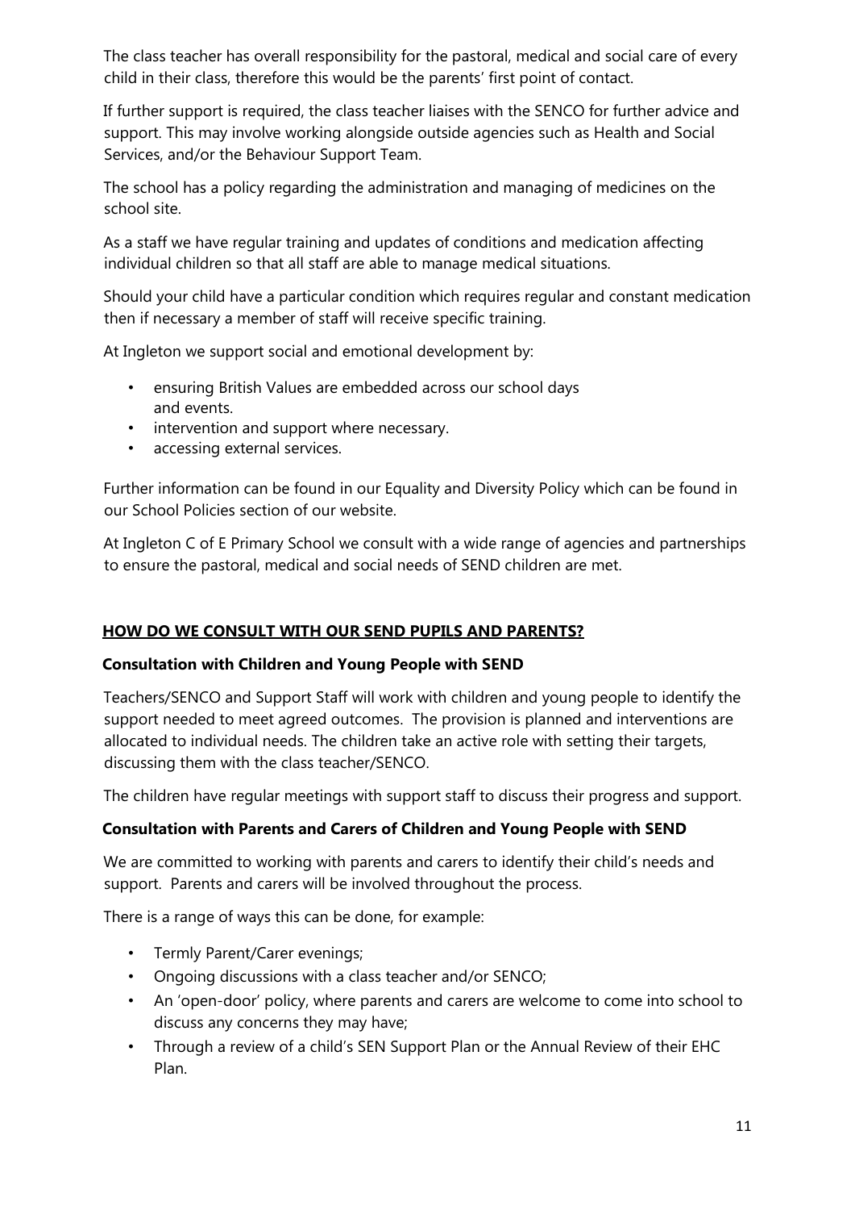The class teacher has overall responsibility for the pastoral, medical and social care of every child in their class, therefore this would be the parents' first point of contact.

If further support is required, the class teacher liaises with the SENCO for further advice and support. This may involve working alongside outside agencies such as Health and Social Services, and/or the Behaviour Support Team.

The school has a policy regarding the administration and managing of medicines on the school site.

As a staff we have regular training and updates of conditions and medication affecting individual children so that all staff are able to manage medical situations.

Should your child have a particular condition which requires regular and constant medication then if necessary a member of staff will receive specific training.

At Ingleton we support social and emotional development by:

- ensuring British Values are embedded across our school days and events.
- intervention and support where necessary.
- accessing external services.

Further information can be found in our Equality and Diversity Policy which can be found in our School Policies section of our website.

At Ingleton C of E Primary School we consult with a wide range of agencies and partnerships to ensure the pastoral, medical and social needs of SEND children are met.

## HOW DO WE CONSULT WITH OUR SEND PUPILS AND PARENTS?

### Consultation with Children and Young People with SEND

Teachers/SENCO and Support Staff will work with children and young people to identify the support needed to meet agreed outcomes. The provision is planned and interventions are allocated to individual needs. The children take an active role with setting their targets, discussing them with the class teacher/SENCO.

The children have regular meetings with support staff to discuss their progress and support.

### Consultation with Parents and Carers of Children and Young People with SEND

We are committed to working with parents and carers to identify their child's needs and support. Parents and carers will be involved throughout the process.

There is a range of ways this can be done, for example:

- Termly Parent/Carer evenings;
- Ongoing discussions with a class teacher and/or SENCO;
- An 'open-door' policy, where parents and carers are welcome to come into school to discuss any concerns they may have;
- Through a review of a child's SEN Support Plan or the Annual Review of their EHC Plan.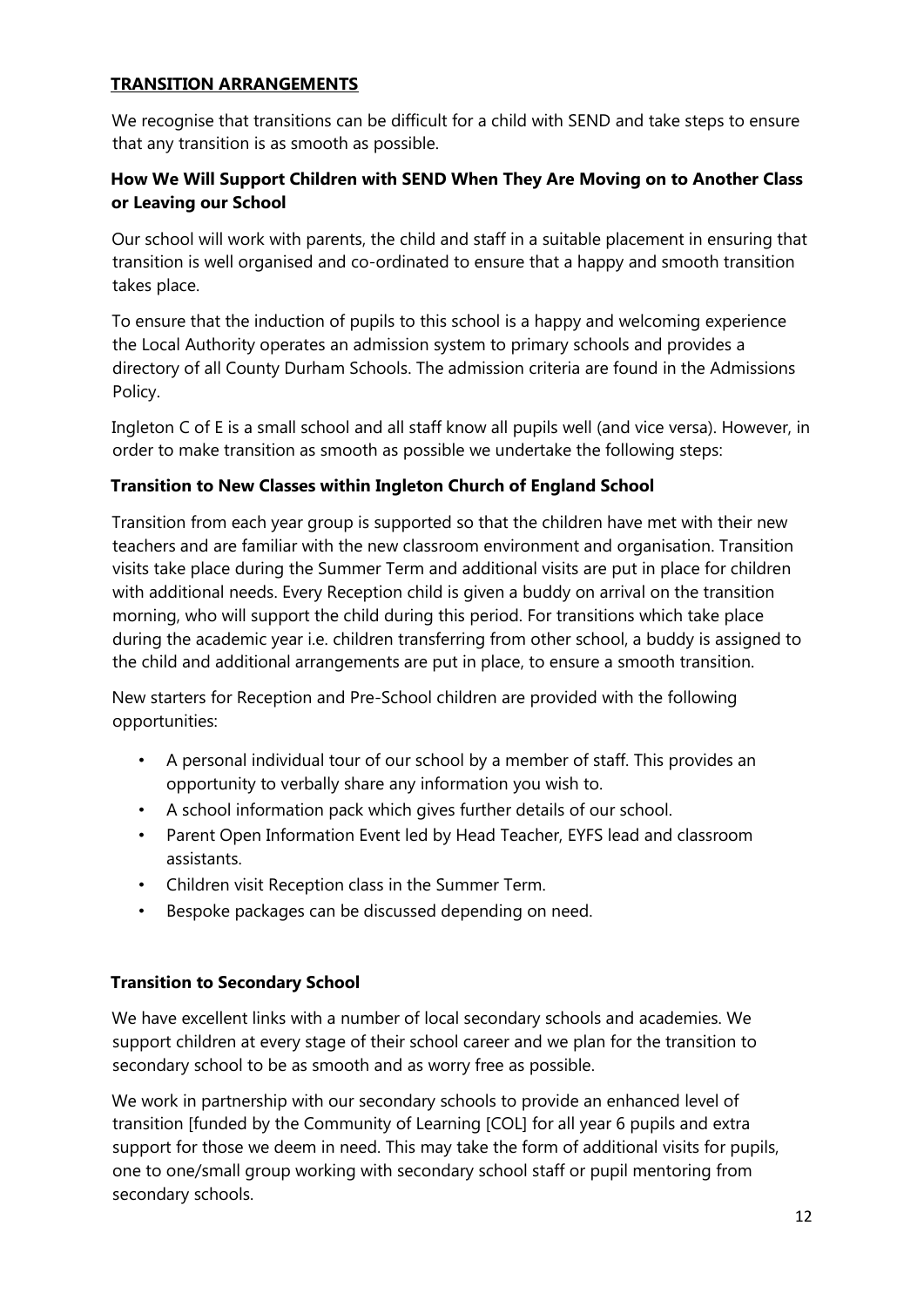## TRANSITION ARRANGEMENTS

We recognise that transitions can be difficult for a child with SEND and take steps to ensure that any transition is as smooth as possible.

### How We Will Support Children with SEND When They Are Moving on to Another Class or Leaving our School

Our school will work with parents, the child and staff in a suitable placement in ensuring that transition is well organised and co-ordinated to ensure that a happy and smooth transition takes place.

To ensure that the induction of pupils to this school is a happy and welcoming experience the Local Authority operates an admission system to primary schools and provides a directory of all County Durham Schools. The admission criteria are found in the Admissions Policy.

Ingleton C of E is a small school and all staff know all pupils well (and vice versa). However, in order to make transition as smooth as possible we undertake the following steps:

### Transition to New Classes within Ingleton Church of England School

Transition from each year group is supported so that the children have met with their new teachers and are familiar with the new classroom environment and organisation. Transition visits take place during the Summer Term and additional visits are put in place for children with additional needs. Every Reception child is given a buddy on arrival on the transition morning, who will support the child during this period. For transitions which take place during the academic year i.e. children transferring from other school, a buddy is assigned to the child and additional arrangements are put in place, to ensure a smooth transition.

New starters for Reception and Pre-School children are provided with the following opportunities:

- A personal individual tour of our school by a member of staff. This provides an opportunity to verbally share any information you wish to.
- A school information pack which gives further details of our school.
- Parent Open Information Event led by Head Teacher, EYFS lead and classroom assistants.
- Children visit Reception class in the Summer Term.
- Bespoke packages can be discussed depending on need.

### Transition to Secondary School

We have excellent links with a number of local secondary schools and academies. We support children at every stage of their school career and we plan for the transition to secondary school to be as smooth and as worry free as possible.

We work in partnership with our secondary schools to provide an enhanced level of transition [funded by the Community of Learning [COL] for all year 6 pupils and extra support for those we deem in need. This may take the form of additional visits for pupils, one to one/small group working with secondary school staff or pupil mentoring from secondary schools.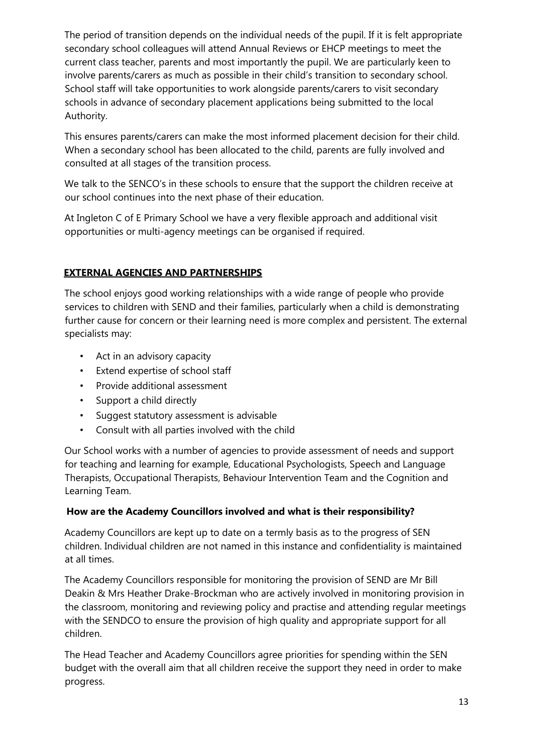The period of transition depends on the individual needs of the pupil. If it is felt appropriate secondary school colleagues will attend Annual Reviews or EHCP meetings to meet the current class teacher, parents and most importantly the pupil. We are particularly keen to involve parents/carers as much as possible in their child's transition to secondary school. School staff will take opportunities to work alongside parents/carers to visit secondary schools in advance of secondary placement applications being submitted to the local Authority.

This ensures parents/carers can make the most informed placement decision for their child. When a secondary school has been allocated to the child, parents are fully involved and consulted at all stages of the transition process.

We talk to the SENCO's in these schools to ensure that the support the children receive at our school continues into the next phase of their education.

At Ingleton C of E Primary School we have a very flexible approach and additional visit opportunities or multi-agency meetings can be organised if required.

## EXTERNAL AGENCIES AND PARTNERSHIPS

The school enjoys good working relationships with a wide range of people who provide services to children with SEND and their families, particularly when a child is demonstrating further cause for concern or their learning need is more complex and persistent. The external specialists may:

- Act in an advisory capacity
- Extend expertise of school staff
- Provide additional assessment
- Support a child directly
- Suggest statutory assessment is advisable
- Consult with all parties involved with the child

Our School works with a number of agencies to provide assessment of needs and support for teaching and learning for example, Educational Psychologists, Speech and Language Therapists, Occupational Therapists, Behaviour Intervention Team and the Cognition and Learning Team.

### How are the Academy Councillors involved and what is their responsibility?

Academy Councillors are kept up to date on a termly basis as to the progress of SEN children. Individual children are not named in this instance and confidentiality is maintained at all times.

The Academy Councillors responsible for monitoring the provision of SEND are Mr Bill Deakin & Mrs Heather Drake-Brockman who are actively involved in monitoring provision in the classroom, monitoring and reviewing policy and practise and attending regular meetings with the SENDCO to ensure the provision of high quality and appropriate support for all children.

The Head Teacher and Academy Councillors agree priorities for spending within the SEN budget with the overall aim that all children receive the support they need in order to make progress.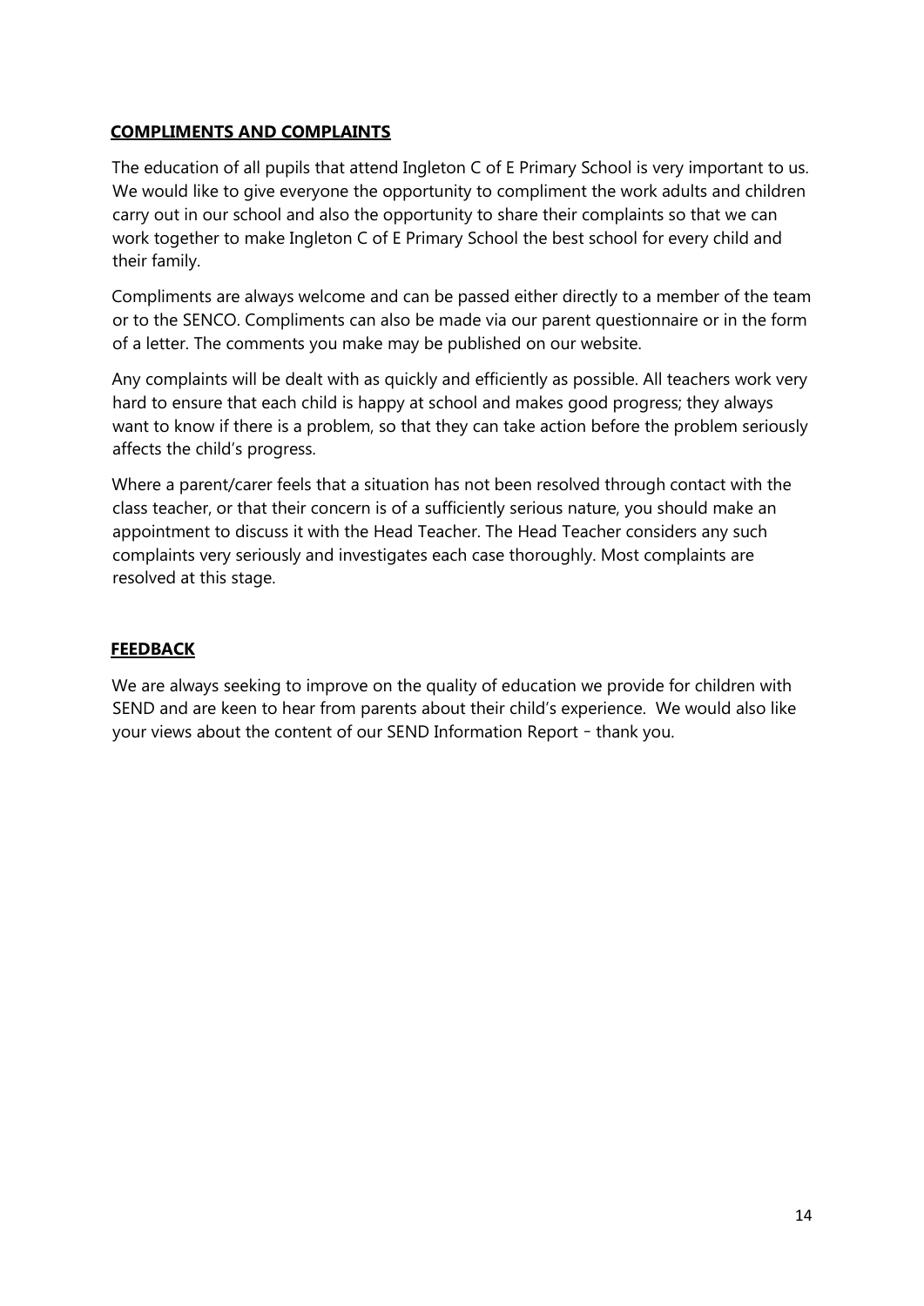## COMPLIMENTS AND COMPLAINTS

The education of all pupils that attend Ingleton C of E Primary School is very important to us. We would like to give everyone the opportunity to compliment the work adults and children carry out in our school and also the opportunity to share their complaints so that we can work together to make Ingleton C of E Primary School the best school for every child and their family.

Compliments are always welcome and can be passed either directly to a member of the team or to the SENCO. Compliments can also be made via our parent questionnaire or in the form of a letter. The comments you make may be published on our website.

Any complaints will be dealt with as quickly and efficiently as possible. All teachers work very hard to ensure that each child is happy at school and makes good progress; they always want to know if there is a problem, so that they can take action before the problem seriously affects the child's progress.

Where a parent/carer feels that a situation has not been resolved through contact with the class teacher, or that their concern is of a sufficiently serious nature, you should make an appointment to discuss it with the Head Teacher. The Head Teacher considers any such complaints very seriously and investigates each case thoroughly. Most complaints are resolved at this stage.

## FEEDBACK

We are always seeking to improve on the quality of education we provide for children with SEND and are keen to hear from parents about their child's experience. We would also like your views about the content of our SEND Information Report – thank you.